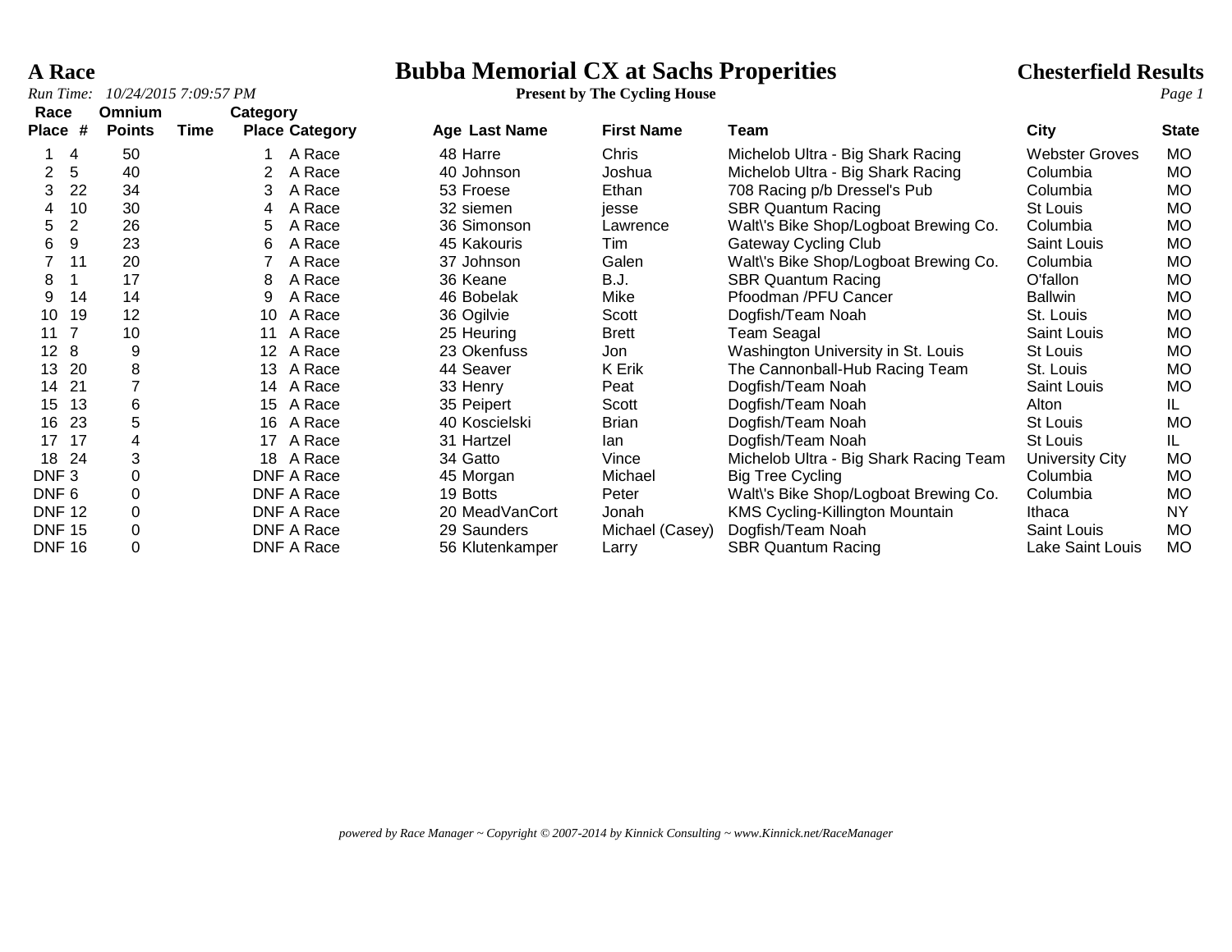# Bubba Memorial CX at Sachs Properities

**A Race**

*Run Time: 10/24/2015 7:09:57 PM*

**Present by The Cycling House**

**Chesterfield Results**

| Race Place | # | Omnium Points | Time | Category Place | Category | Age | Last Name | First Name | Team | City | State |
|---|---|---|---|---|---|---|---|---|---|---|---|
| 1 | 4 | 50 | | 1 | A Race | 48 | Harre | Chris | Michelob Ultra - Big Shark Racing | Webster Groves | MO |
| 2 | 5 | 40 | | 2 | A Race | 40 | Johnson | Joshua | Michelob Ultra - Big Shark Racing | Columbia | MO |
| 3 | 22 | 34 | | 3 | A Race | 53 | Froese | Ethan | 708 Racing p/b Dressel's Pub | Columbia | MO |
| 4 | 10 | 30 | | 4 | A Race | 32 | siemen | jesse | SBR Quantum Racing | St Louis | MO |
| 5 | 2 | 26 | | 5 | A Race | 36 | Simonson | Lawrence | Walt\'s Bike Shop/Logboat Brewing Co. | Columbia | MO |
| 6 | 9 | 23 | | 6 | A Race | 45 | Kakouris | Tim | Gateway Cycling Club | Saint Louis | MO |
| 7 | 11 | 20 | | 7 | A Race | 37 | Johnson | Galen | Walt\'s Bike Shop/Logboat Brewing Co. | Columbia | MO |
| 8 | 1 | 17 | | 8 | A Race | 36 | Keane | B.J. | SBR Quantum Racing | O'fallon | MO |
| 9 | 14 | 14 | | 9 | A Race | 46 | Bobelak | Mike | Pfoodman /PFU Cancer | Ballwin | MO |
| 10 | 19 | 12 | | 10 | A Race | 36 | Ogilvie | Scott | Dogfish/Team Noah | St. Louis | MO |
| 11 | 7 | 10 | | 11 | A Race | 25 | Heuring | Brett | Team Seagal | Saint Louis | MO |
| 12 | 8 | 9 | | 12 | A Race | 23 | Okenfuss | Jon | Washington University in St. Louis | St Louis | MO |
| 13 | 20 | 8 | | 13 | A Race | 44 | Seaver | K Erik | The Cannonball-Hub Racing Team | St. Louis | MO |
| 14 | 21 | 7 | | 14 | A Race | 33 | Henry | Peat | Dogfish/Team Noah | Saint Louis | MO |
| 15 | 13 | 6 | | 15 | A Race | 35 | Peipert | Scott | Dogfish/Team Noah | Alton | IL |
| 16 | 23 | 5 | | 16 | A Race | 40 | Koscielski | Brian | Dogfish/Team Noah | St Louis | MO |
| 17 | 17 | 4 | | 17 | A Race | 31 | Hartzel | Ian | Dogfish/Team Noah | St Louis | IL |
| 18 | 24 | 3 | | 18 | A Race | 34 | Gatto | Vince | Michelob Ultra - Big Shark Racing Team | University City | MO |
| DNF | 3 | 0 | | DNF | A Race | 45 | Morgan | Michael | Big Tree Cycling | Columbia | MO |
| DNF | 6 | 0 | | DNF | A Race | 19 | Botts | Peter | Walt\'s Bike Shop/Logboat Brewing Co. | Columbia | MO |
| DNF | 12 | 0 | | DNF | A Race | 20 | MeadVanCort | Jonah | KMS Cycling-Killington Mountain | Ithaca | NY |
| DNF | 15 | 0 | | DNF | A Race | 29 | Saunders | Michael (Casey) | Dogfish/Team Noah | Saint Louis | MO |
| DNF | 16 | 0 | | DNF | A Race | 56 | Klutenkamper | Larry | SBR Quantum Racing | Lake Saint Louis | MO |

*powered by Race Manager ~ Copyright © 2007-2014 by Kinnick Consulting ~ www.Kinnick.net/RaceManager*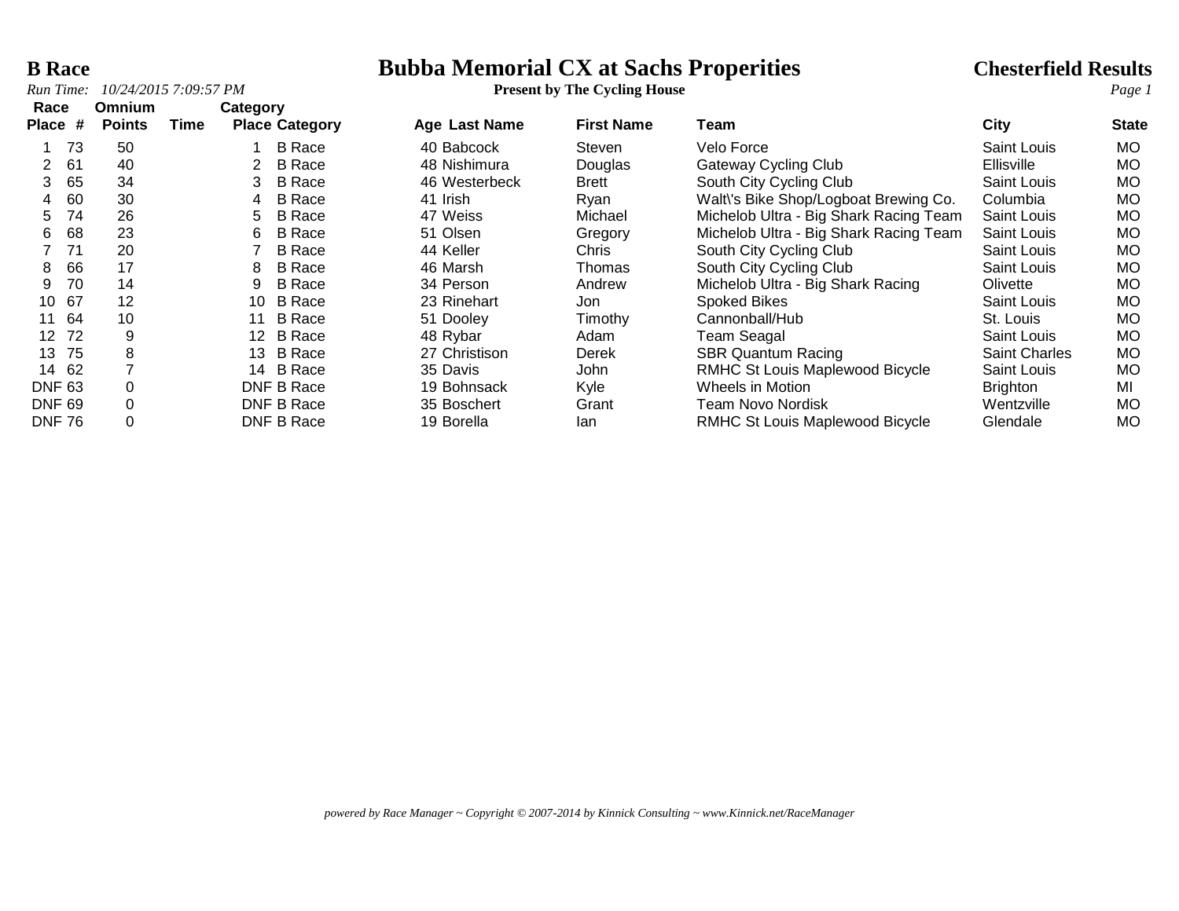# B Race

# Bubba Memorial CX at Sachs Properities

# Chesterfield Results

*Run Time: 10/24/2015 7:09:57 PM*

**Present by The Cycling House**

| Race Place | # | Omnium Points | Time | Category Place | Category | Age | Last Name | First Name | Team | City | State |
|---|---|---|---|---|---|---|---|---|---|---|---|
| 1 | 73 | 50 | | 1 | B Race | 40 | Babcock | Steven | Velo Force | Saint Louis | MO |
| 2 | 61 | 40 | | 2 | B Race | 48 | Nishimura | Douglas | Gateway Cycling Club | Ellisville | MO |
| 3 | 65 | 34 | | 3 | B Race | 46 | Westerbeck | Brett | South City Cycling Club | Saint Louis | MO |
| 4 | 60 | 30 | | 4 | B Race | 41 | Irish | Ryan | Walt\'s Bike Shop/Logboat Brewing Co. | Columbia | MO |
| 5 | 74 | 26 | | 5 | B Race | 47 | Weiss | Michael | Michelob Ultra - Big Shark Racing Team | Saint Louis | MO |
| 6 | 68 | 23 | | 6 | B Race | 51 | Olsen | Gregory | Michelob Ultra - Big Shark Racing Team | Saint Louis | MO |
| 7 | 71 | 20 | | 7 | B Race | 44 | Keller | Chris | South City Cycling Club | Saint Louis | MO |
| 8 | 66 | 17 | | 8 | B Race | 46 | Marsh | Thomas | South City Cycling Club | Saint Louis | MO |
| 9 | 70 | 14 | | 9 | B Race | 34 | Person | Andrew | Michelob Ultra - Big Shark Racing | Olivette | MO |
| 10 | 67 | 12 | | 10 | B Race | 23 | Rinehart | Jon | Spoked Bikes | Saint Louis | MO |
| 11 | 64 | 10 | | 11 | B Race | 51 | Dooley | Timothy | Cannonball/Hub | St. Louis | MO |
| 12 | 72 | 9 | | 12 | B Race | 48 | Rybar | Adam | Team Seagal | Saint Louis | MO |
| 13 | 75 | 8 | | 13 | B Race | 27 | Christison | Derek | SBR Quantum Racing | Saint Charles | MO |
| 14 | 62 | 7 | | 14 | B Race | 35 | Davis | John | RMHC St Louis Maplewood Bicycle | Saint Louis | MO |
| DNF | 63 | 0 | | DNF | B Race | 19 | Bohnsack | Kyle | Wheels in Motion | Brighton | MI |
| DNF | 69 | 0 | | DNF | B Race | 35 | Boschert | Grant | Team Novo Nordisk | Wentzville | MO |
| DNF | 76 | 0 | | DNF | B Race | 19 | Borella | Ian | RMHC St Louis Maplewood Bicycle | Glendale | MO |

*powered by Race Manager ~ Copyright © 2007-2014 by Kinnick Consulting ~ www.Kinnick.net/RaceManager*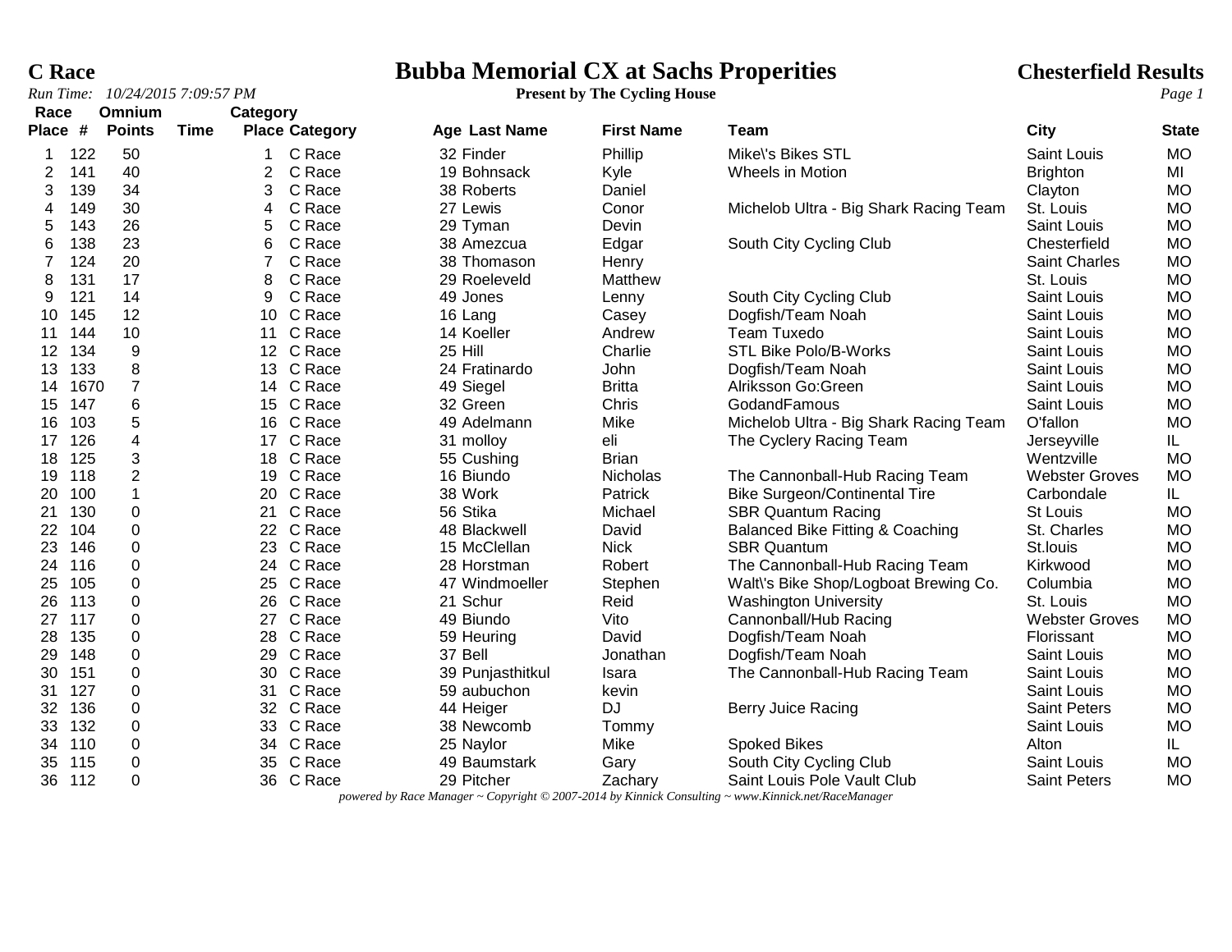# C Race

## Bubba Memorial CX at Sachs Properities

**Present by The Cycling House**

**Chesterfield Results**

*Run Time: 10/24/2015 7:09:57 PM*

| Race Place | # | Omnium Points | Time | Category Place | Category | Age | Last Name | First Name | Team | City | State |
|---|---|---|---|---|---|---|---|---|---|---|---|
| 1 | 122 | 50 | | 1 | C Race | 32 | Finder | Phillip | Mike\'s Bikes STL | Saint Louis | MO |
| 2 | 141 | 40 | | 2 | C Race | 19 | Bohnsack | Kyle | Wheels in Motion | Brighton | MI |
| 3 | 139 | 34 | | 3 | C Race | 38 | Roberts | Daniel | | Clayton | MO |
| 4 | 149 | 30 | | 4 | C Race | 27 | Lewis | Conor | Michelob Ultra - Big Shark Racing Team | St. Louis | MO |
| 5 | 143 | 26 | | 5 | C Race | 29 | Tyman | Devin | | Saint Louis | MO |
| 6 | 138 | 23 | | 6 | C Race | 38 | Amezcua | Edgar | South City Cycling Club | Chesterfield | MO |
| 7 | 124 | 20 | | 7 | C Race | 38 | Thomason | Henry | | Saint Charles | MO |
| 8 | 131 | 17 | | 8 | C Race | 29 | Roeleveld | Matthew | | St. Louis | MO |
| 9 | 121 | 14 | | 9 | C Race | 49 | Jones | Lenny | South City Cycling Club | Saint Louis | MO |
| 10 | 145 | 12 | | 10 | C Race | 16 | Lang | Casey | Dogfish/Team Noah | Saint Louis | MO |
| 11 | 144 | 10 | | 11 | C Race | 14 | Koeller | Andrew | Team Tuxedo | Saint Louis | MO |
| 12 | 134 | 9 | | 12 | C Race | 25 | Hill | Charlie | STL Bike Polo/B-Works | Saint Louis | MO |
| 13 | 133 | 8 | | 13 | C Race | 24 | Fratinardo | John | Dogfish/Team Noah | Saint Louis | MO |
| 14 | 1670 | 7 | | 14 | C Race | 49 | Siegel | Britta | Alriksson Go:Green | Saint Louis | MO |
| 15 | 147 | 6 | | 15 | C Race | 32 | Green | Chris | GodandFamous | Saint Louis | MO |
| 16 | 103 | 5 | | 16 | C Race | 49 | Adelmann | Mike | Michelob Ultra - Big Shark Racing Team | O'fallon | MO |
| 17 | 126 | 4 | | 17 | C Race | 31 | molloy | eli | The Cyclery Racing Team | Jerseyville | IL |
| 18 | 125 | 3 | | 18 | C Race | 55 | Cushing | Brian | | Wentzville | MO |
| 19 | 118 | 2 | | 19 | C Race | 16 | Biundo | Nicholas | The Cannonball-Hub Racing Team | Webster Groves | MO |
| 20 | 100 | 1 | | 20 | C Race | 38 | Work | Patrick | Bike Surgeon/Continental Tire | Carbondale | IL |
| 21 | 130 | 0 | | 21 | C Race | 56 | Stika | Michael | SBR Quantum Racing | St Louis | MO |
| 22 | 104 | 0 | | 22 | C Race | 48 | Blackwell | David | Balanced Bike Fitting & Coaching | St. Charles | MO |
| 23 | 146 | 0 | | 23 | C Race | 15 | McClellan | Nick | SBR Quantum | St.louis | MO |
| 24 | 116 | 0 | | 24 | C Race | 28 | Horstman | Robert | The Cannonball-Hub Racing Team | Kirkwood | MO |
| 25 | 105 | 0 | | 25 | C Race | 47 | Windmoeller | Stephen | Walt\'s Bike Shop/Logboat Brewing Co. | Columbia | MO |
| 26 | 113 | 0 | | 26 | C Race | 21 | Schur | Reid | Washington University | St. Louis | MO |
| 27 | 117 | 0 | | 27 | C Race | 49 | Biundo | Vito | Cannonball/Hub Racing | Webster Groves | MO |
| 28 | 135 | 0 | | 28 | C Race | 59 | Heuring | David | Dogfish/Team Noah | Florissant | MO |
| 29 | 148 | 0 | | 29 | C Race | 37 | Bell | Jonathan | Dogfish/Team Noah | Saint Louis | MO |
| 30 | 151 | 0 | | 30 | C Race | 39 | Punjasthitkul | Isara | The Cannonball-Hub Racing Team | Saint Louis | MO |
| 31 | 127 | 0 | | 31 | C Race | 59 | aubuchon | kevin | | Saint Louis | MO |
| 32 | 136 | 0 | | 32 | C Race | 44 | Heiger | DJ | Berry Juice Racing | Saint Peters | MO |
| 33 | 132 | 0 | | 33 | C Race | 38 | Newcomb | Tommy | | Saint Louis | MO |
| 34 | 110 | 0 | | 34 | C Race | 25 | Naylor | Mike | Spoked Bikes | Alton | IL |
| 35 | 115 | 0 | | 35 | C Race | 49 | Baumstark | Gary | South City Cycling Club | Saint Louis | MO |
| 36 | 112 | 0 | | 36 | C Race | 29 | Pitcher | Zachary | Saint Louis Pole Vault Club | Saint Peters | MO |

*powered by Race Manager ~ Copyright © 2007-2014 by Kinnick Consulting ~ www.Kinnick.net/RaceManager*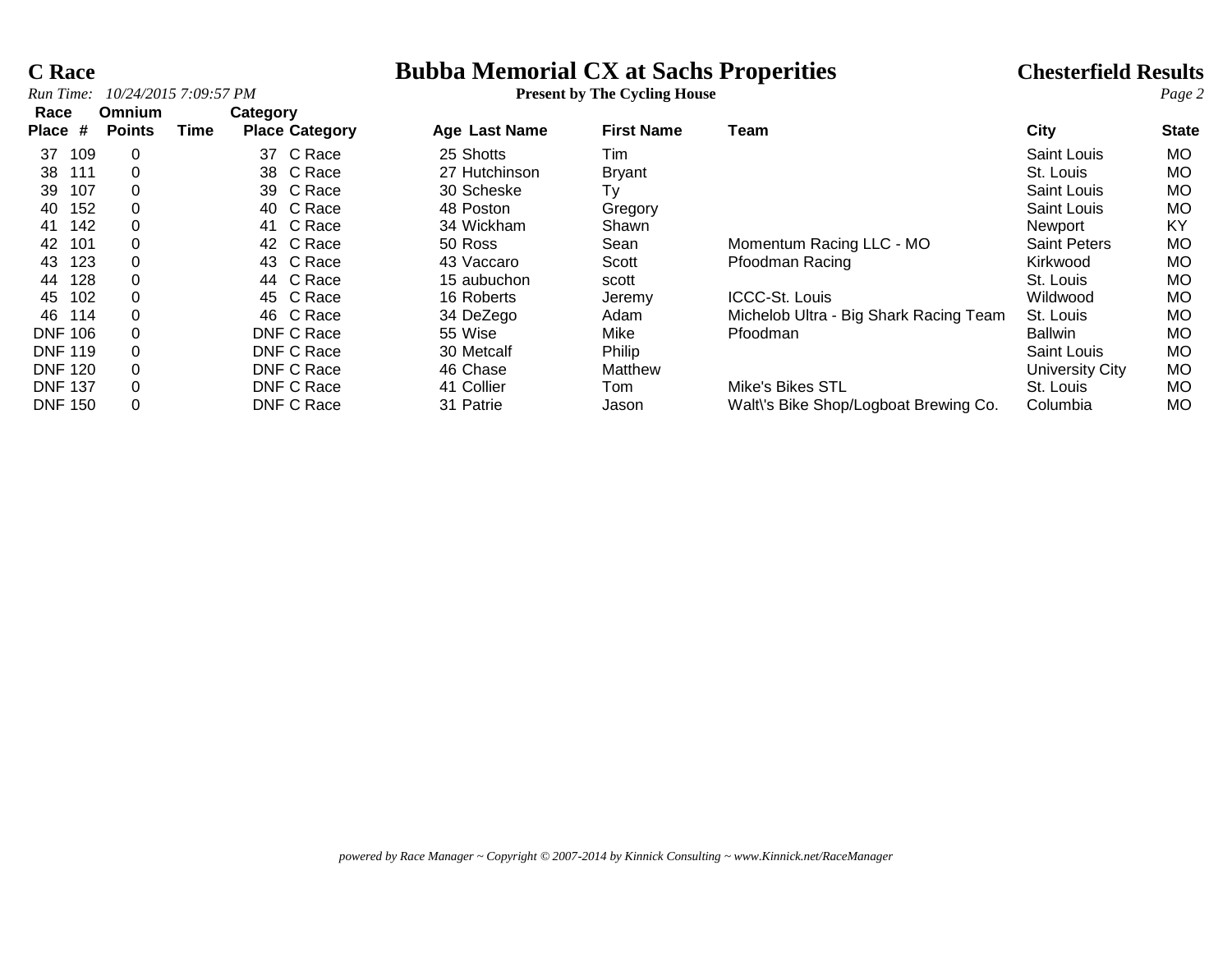# C Race

## Bubba Memorial CX at Sachs Properities

**Chesterfield Results**

*Run Time: 10/24/2015 7:09:57 PM*

**Present by The Cycling House**

| Race Place | # | Omnium Points | Time | Category Place | Category | Age | Last Name | First Name | Team | City | State |
|---|---|---|---|---|---|---|---|---|---|---|---|
| 37 | 109 | 0 | | 37 | C Race | 25 | Shotts | Tim | | Saint Louis | MO |
| 38 | 111 | 0 | | 38 | C Race | 27 | Hutchinson | Bryant | | St. Louis | MO |
| 39 | 107 | 0 | | 39 | C Race | 30 | Scheske | Ty | | Saint Louis | MO |
| 40 | 152 | 0 | | 40 | C Race | 48 | Poston | Gregory | | Saint Louis | MO |
| 41 | 142 | 0 | | 41 | C Race | 34 | Wickham | Shawn | | Newport | KY |
| 42 | 101 | 0 | | 42 | C Race | 50 | Ross | Sean | Momentum Racing LLC - MO | Saint Peters | MO |
| 43 | 123 | 0 | | 43 | C Race | 43 | Vaccaro | Scott | Pfoodman Racing | Kirkwood | MO |
| 44 | 128 | 0 | | 44 | C Race | 15 | aubuchon | scott | | St. Louis | MO |
| 45 | 102 | 0 | | 45 | C Race | 16 | Roberts | Jeremy | ICCC-St. Louis | Wildwood | MO |
| 46 | 114 | 0 | | 46 | C Race | 34 | DeZego | Adam | Michelob Ultra - Big Shark Racing Team | St. Louis | MO |
| DNF | 106 | 0 | | DNF | C Race | 55 | Wise | Mike | Pfoodman | Ballwin | MO |
| DNF | 119 | 0 | | DNF | C Race | 30 | Metcalf | Philip | | Saint Louis | MO |
| DNF | 120 | 0 | | DNF | C Race | 46 | Chase | Matthew | | University City | MO |
| DNF | 137 | 0 | | DNF | C Race | 41 | Collier | Tom | Mike's Bikes STL | St. Louis | MO |
| DNF | 150 | 0 | | DNF | C Race | 31 | Patrie | Jason | Walt\'s Bike Shop/Logboat Brewing Co. | Columbia | MO |

*powered by Race Manager ~ Copyright © 2007-2014 by Kinnick Consulting ~ www.Kinnick.net/RaceManager*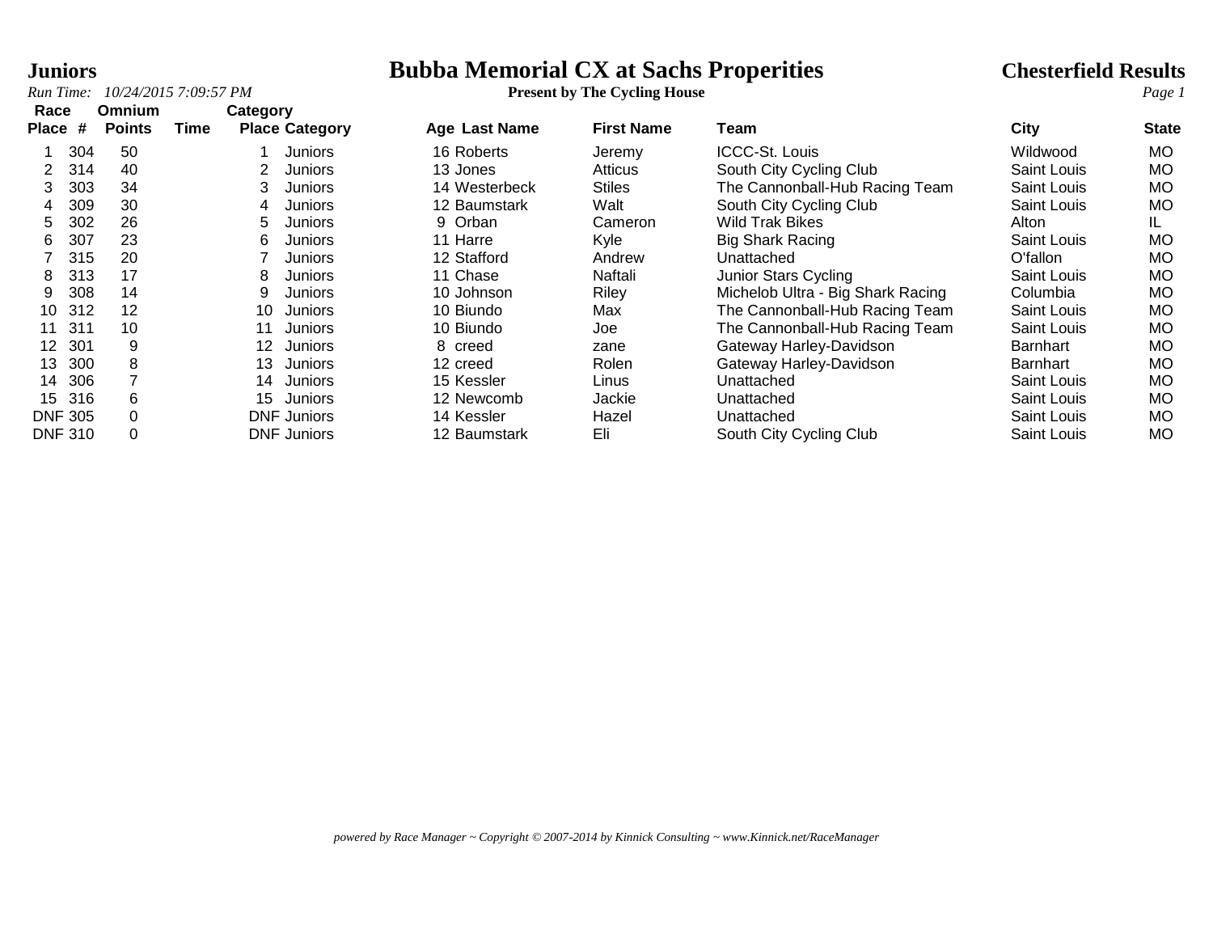**Juniors**

# Bubba Memorial CX at Sachs Properities

**Chesterfield Results**

*Run Time: 10/24/2015 7:09:57 PM*

**Present by The Cycling House**

| Race Place | # | Omnium Points | Time | Category Place | Category | Age | Last Name | First Name | Team | City | State |
|---|---|---|---|---|---|---|---|---|---|---|---|
| 1 | 304 | 50 | | 1 | Juniors | 16 | Roberts | Jeremy | ICCC-St. Louis | Wildwood | MO |
| 2 | 314 | 40 | | 2 | Juniors | 13 | Jones | Atticus | South City Cycling Club | Saint Louis | MO |
| 3 | 303 | 34 | | 3 | Juniors | 14 | Westerbeck | Stiles | The Cannonball-Hub Racing Team | Saint Louis | MO |
| 4 | 309 | 30 | | 4 | Juniors | 12 | Baumstark | Walt | South City Cycling Club | Saint Louis | MO |
| 5 | 302 | 26 | | 5 | Juniors | 9 | Orban | Cameron | Wild Trak Bikes | Alton | IL |
| 6 | 307 | 23 | | 6 | Juniors | 11 | Harre | Kyle | Big Shark Racing | Saint Louis | MO |
| 7 | 315 | 20 | | 7 | Juniors | 12 | Stafford | Andrew | Unattached | O'fallon | MO |
| 8 | 313 | 17 | | 8 | Juniors | 11 | Chase | Naftali | Junior Stars Cycling | Saint Louis | MO |
| 9 | 308 | 14 | | 9 | Juniors | 10 | Johnson | Riley | Michelob Ultra - Big Shark Racing | Columbia | MO |
| 10 | 312 | 12 | | 10 | Juniors | 10 | Biundo | Max | The Cannonball-Hub Racing Team | Saint Louis | MO |
| 11 | 311 | 10 | | 11 | Juniors | 10 | Biundo | Joe | The Cannonball-Hub Racing Team | Saint Louis | MO |
| 12 | 301 | 9 | | 12 | Juniors | 8 | creed | zane | Gateway Harley-Davidson | Barnhart | MO |
| 13 | 300 | 8 | | 13 | Juniors | 12 | creed | Rolen | Gateway Harley-Davidson | Barnhart | MO |
| 14 | 306 | 7 | | 14 | Juniors | 15 | Kessler | Linus | Unattached | Saint Louis | MO |
| 15 | 316 | 6 | | 15 | Juniors | 12 | Newcomb | Jackie | Unattached | Saint Louis | MO |
| DNF | 305 | 0 | | DNF | Juniors | 14 | Kessler | Hazel | Unattached | Saint Louis | MO |
| DNF | 310 | 0 | | DNF | Juniors | 12 | Baumstark | Eli | South City Cycling Club | Saint Louis | MO |

*powered by Race Manager ~ Copyright © 2007-2014 by Kinnick Consulting ~ www.Kinnick.net/RaceManager*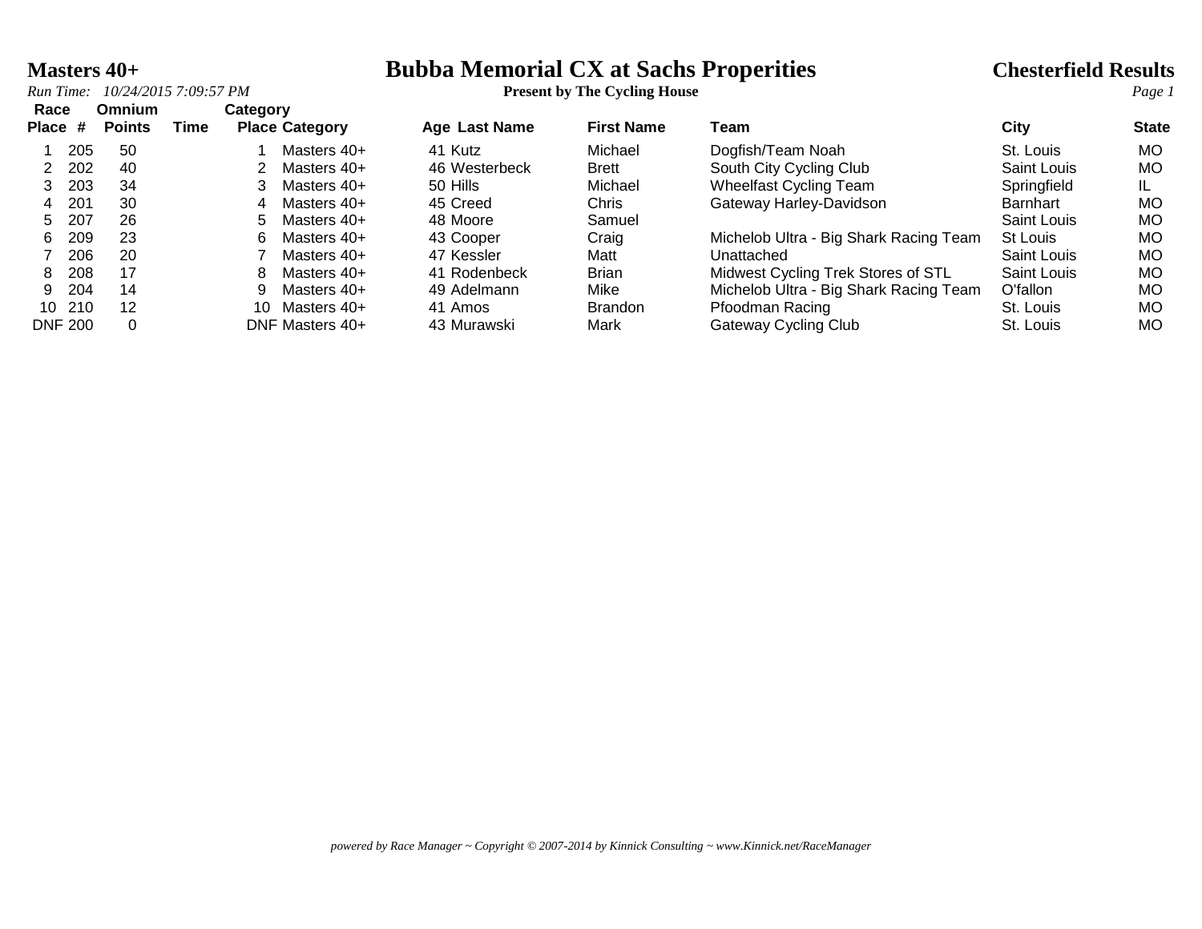# Masters 40+

# Bubba Memorial CX at Sachs Properities

## Chesterfield Results

*Run Time: 10/24/2015 7:09:57 PM*

**Present by The Cycling House**

| Race Place | # | Omnium Points | Time | Category Place | Category | Age | Last Name | First Name | Team | City | State |
|---|---|---|---|---|---|---|---|---|---|---|---|
| 1 | 205 | 50 | | 1 | Masters 40+ | 41 | Kutz | Michael | Dogfish/Team Noah | St. Louis | MO |
| 2 | 202 | 40 | | 2 | Masters 40+ | 46 | Westerbeck | Brett | South City Cycling Club | Saint Louis | MO |
| 3 | 203 | 34 | | 3 | Masters 40+ | 50 | Hills | Michael | Wheelfast Cycling Team | Springfield | IL |
| 4 | 201 | 30 | | 4 | Masters 40+ | 45 | Creed | Chris | Gateway Harley-Davidson | Barnhart | MO |
| 5 | 207 | 26 | | 5 | Masters 40+ | 48 | Moore | Samuel | | Saint Louis | MO |
| 6 | 209 | 23 | | 6 | Masters 40+ | 43 | Cooper | Craig | Michelob Ultra - Big Shark Racing Team | St Louis | MO |
| 7 | 206 | 20 | | 7 | Masters 40+ | 47 | Kessler | Matt | Unattached | Saint Louis | MO |
| 8 | 208 | 17 | | 8 | Masters 40+ | 41 | Rodenbeck | Brian | Midwest Cycling Trek Stores of STL | Saint Louis | MO |
| 9 | 204 | 14 | | 9 | Masters 40+ | 49 | Adelmann | Mike | Michelob Ultra - Big Shark Racing Team | O'fallon | MO |
| 10 | 210 | 12 | | 10 | Masters 40+ | 41 | Amos | Brandon | Pfoodman Racing | St. Louis | MO |
| DNF | 200 | 0 | | DNF | Masters 40+ | 43 | Murawski | Mark | Gateway Cycling Club | St. Louis | MO |

*powered by Race Manager ~ Copyright © 2007-2014 by Kinnick Consulting ~ www.Kinnick.net/RaceManager*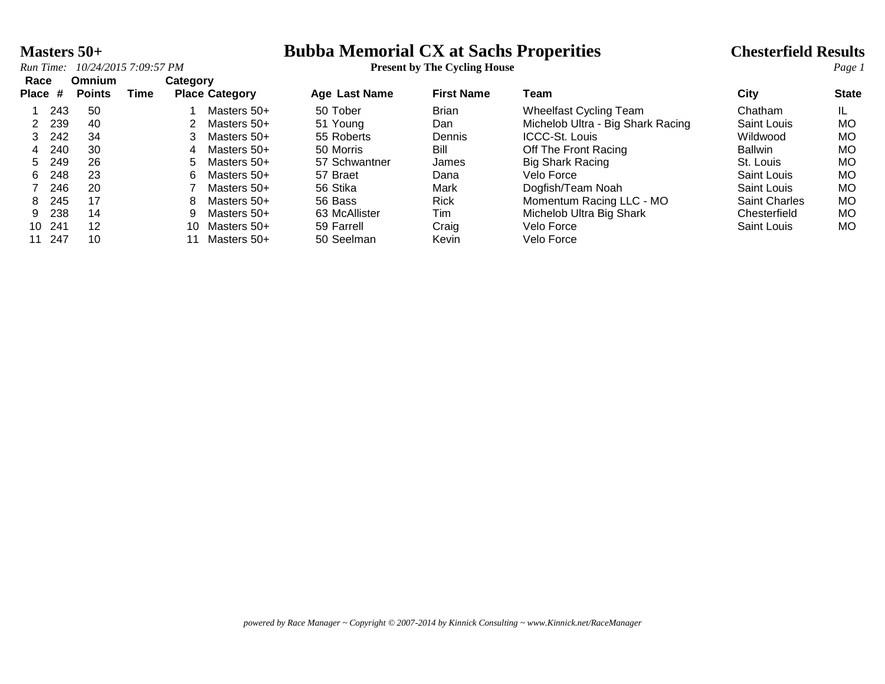# Bubba Memorial CX at Sachs Properities

**Present by The Cycling House**

## Masters 50+

**Chesterfield Results**

*Run Time: 10/24/2015 7:09:57 PM*

| Race Place | # | Omnium Points | Time | Category Place | Category | Age | Last Name | First Name | Team | City | State |
|---|---|---|---|---|---|---|---|---|---|---|---|
| 1 | 243 | 50 | | 1 | Masters 50+ | 50 | Tober | Brian | Wheelfast Cycling Team | Chatham | IL |
| 2 | 239 | 40 | | 2 | Masters 50+ | 51 | Young | Dan | Michelob Ultra - Big Shark Racing | Saint Louis | MO |
| 3 | 242 | 34 | | 3 | Masters 50+ | 55 | Roberts | Dennis | ICCC-St. Louis | Wildwood | MO |
| 4 | 240 | 30 | | 4 | Masters 50+ | 50 | Morris | Bill | Off The Front Racing | Ballwin | MO |
| 5 | 249 | 26 | | 5 | Masters 50+ | 57 | Schwantner | James | Big Shark Racing | St. Louis | MO |
| 6 | 248 | 23 | | 6 | Masters 50+ | 57 | Braet | Dana | Velo Force | Saint Louis | MO |
| 7 | 246 | 20 | | 7 | Masters 50+ | 56 | Stika | Mark | Dogfish/Team Noah | Saint Louis | MO |
| 8 | 245 | 17 | | 8 | Masters 50+ | 56 | Bass | Rick | Momentum Racing LLC - MO | Saint Charles | MO |
| 9 | 238 | 14 | | 9 | Masters 50+ | 63 | McAllister | Tim | Michelob Ultra Big Shark | Chesterfield | MO |
| 10 | 241 | 12 | | 10 | Masters 50+ | 59 | Farrell | Craig | Velo Force | Saint Louis | MO |
| 11 | 247 | 10 | | 11 | Masters 50+ | 50 | Seelman | Kevin | Velo Force | | |

*powered by Race Manager ~ Copyright © 2007-2014 by Kinnick Consulting ~ www.Kinnick.net/RaceManager*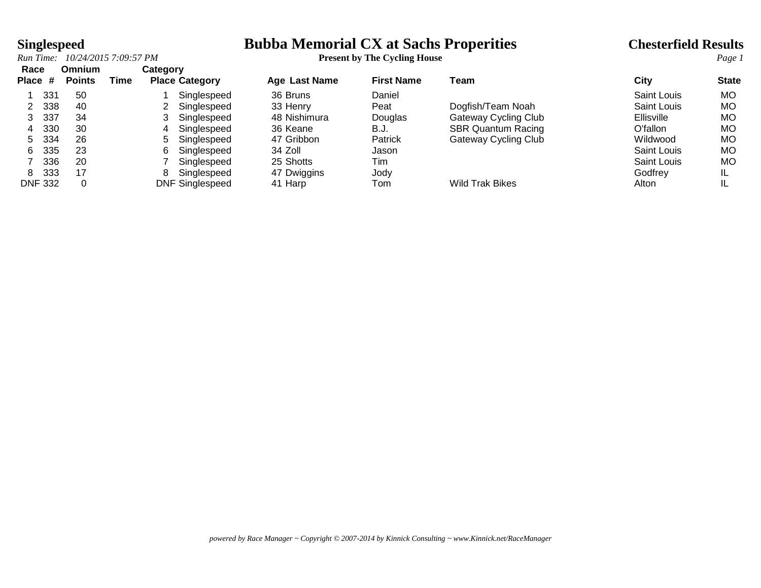# Bubba Memorial CX at Sachs Properities

**Present by The Cycling House**

**Singlespeed**

*Run Time: 10/24/2015 7:09:57 PM*

**Chesterfield Results**

| Race Place | # | Omnium Points | Time | Category Place | Category | Age | Last Name | First Name | Team | City | State |
|---|---|---|---|---|---|---|---|---|---|---|---|
| 1 | 331 | 50 | | 1 | Singlespeed | 36 | Bruns | Daniel | | Saint Louis | MO |
| 2 | 338 | 40 | | 2 | Singlespeed | 33 | Henry | Peat | Dogfish/Team Noah | Saint Louis | MO |
| 3 | 337 | 34 | | 3 | Singlespeed | 48 | Nishimura | Douglas | Gateway Cycling Club | Ellisville | MO |
| 4 | 330 | 30 | | 4 | Singlespeed | 36 | Keane | B.J. | SBR Quantum Racing | O'fallon | MO |
| 5 | 334 | 26 | | 5 | Singlespeed | 47 | Gribbon | Patrick | Gateway Cycling Club | Wildwood | MO |
| 6 | 335 | 23 | | 6 | Singlespeed | 34 | Zoll | Jason | | Saint Louis | MO |
| 7 | 336 | 20 | | 7 | Singlespeed | 25 | Shotts | Tim | | Saint Louis | MO |
| 8 | 333 | 17 | | 8 | Singlespeed | 47 | Dwiggins | Jody | | Godfrey | IL |
| DNF | 332 | 0 | | DNF | Singlespeed | 41 | Harp | Tom | Wild Trak Bikes | Alton | IL |

*powered by Race Manager ~ Copyright © 2007-2014 by Kinnick Consulting ~ www.Kinnick.net/RaceManager*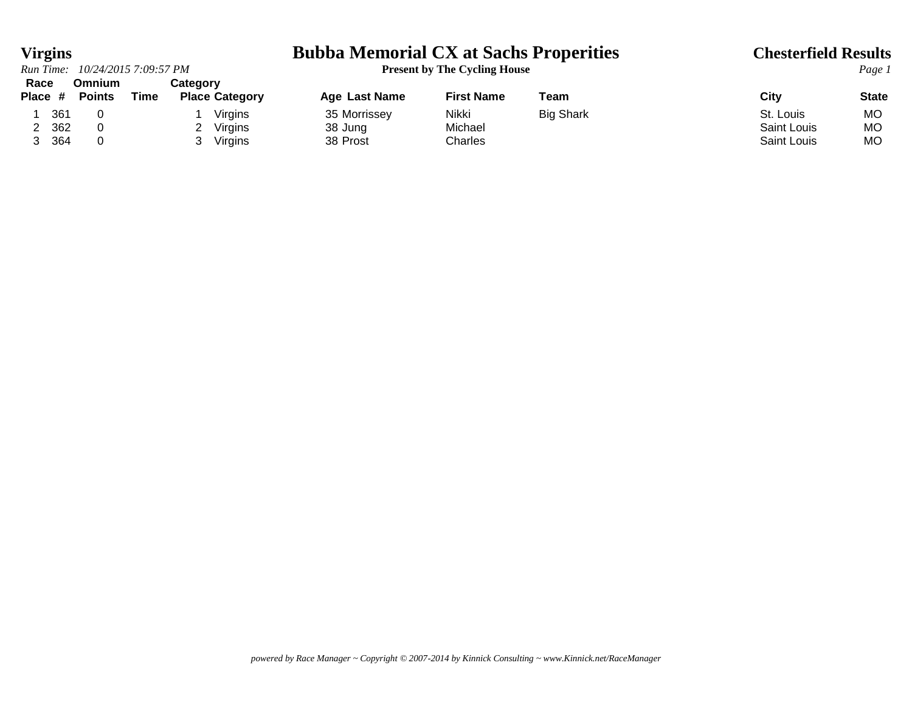# Virgins

*Run Time: 10/24/2015 7:09:57 PM*

# Bubba Memorial CX at Sachs Properities

**Present by The Cycling House**

## Chesterfield Results

| Race Place | # | Omnium Points | Time | Category Place | Category | Age | Last Name | First Name | Team | City | State |
|---|---|---|---|---|---|---|---|---|---|---|---|
| 1 | 361 | 0 | | 1 | Virgins | 35 | Morrissey | Nikki | Big Shark | St. Louis | MO |
| 2 | 362 | 0 | | 2 | Virgins | 38 | Jung | Michael | | Saint Louis | MO |
| 3 | 364 | 0 | | 3 | Virgins | 38 | Prost | Charles | | Saint Louis | MO |

*powered by Race Manager ~ Copyright © 2007-2014 by Kinnick Consulting ~ www.Kinnick.net/RaceManager*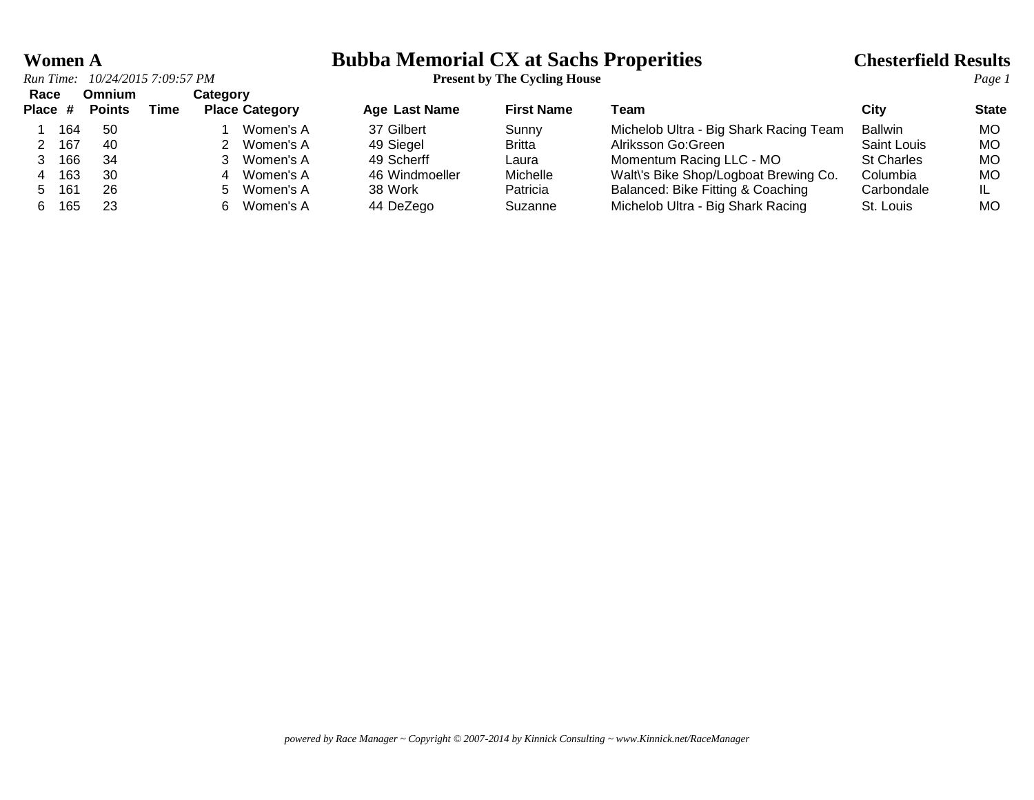# Women A

# Bubba Memorial CX at Sachs Properities

**Present by The Cycling House**

## Chesterfield Results

*Run Time: 10/24/2015 7:09:57 PM*

| Race Place | # | Omnium Points | Time | Category Place | Category | Age | Last Name | First Name | Team | City | State |
|---|---|---|---|---|---|---|---|---|---|---|---|
| 1 | 164 | 50 | | 1 | Women's A | 37 | Gilbert | Sunny | Michelob Ultra - Big Shark Racing Team | Ballwin | MO |
| 2 | 167 | 40 | | 2 | Women's A | 49 | Siegel | Britta | Alriksson Go:Green | Saint Louis | MO |
| 3 | 166 | 34 | | 3 | Women's A | 49 | Scherff | Laura | Momentum Racing LLC - MO | St Charles | MO |
| 4 | 163 | 30 | | 4 | Women's A | 46 | Windmoeller | Michelle | Walt\'s Bike Shop/Logboat Brewing Co. | Columbia | MO |
| 5 | 161 | 26 | | 5 | Women's A | 38 | Work | Patricia | Balanced: Bike Fitting & Coaching | Carbondale | IL |
| 6 | 165 | 23 | | 6 | Women's A | 44 | DeZego | Suzanne | Michelob Ultra - Big Shark Racing | St. Louis | MO |

*powered by Race Manager ~ Copyright © 2007-2014 by Kinnick Consulting ~ www.Kinnick.net/RaceManager*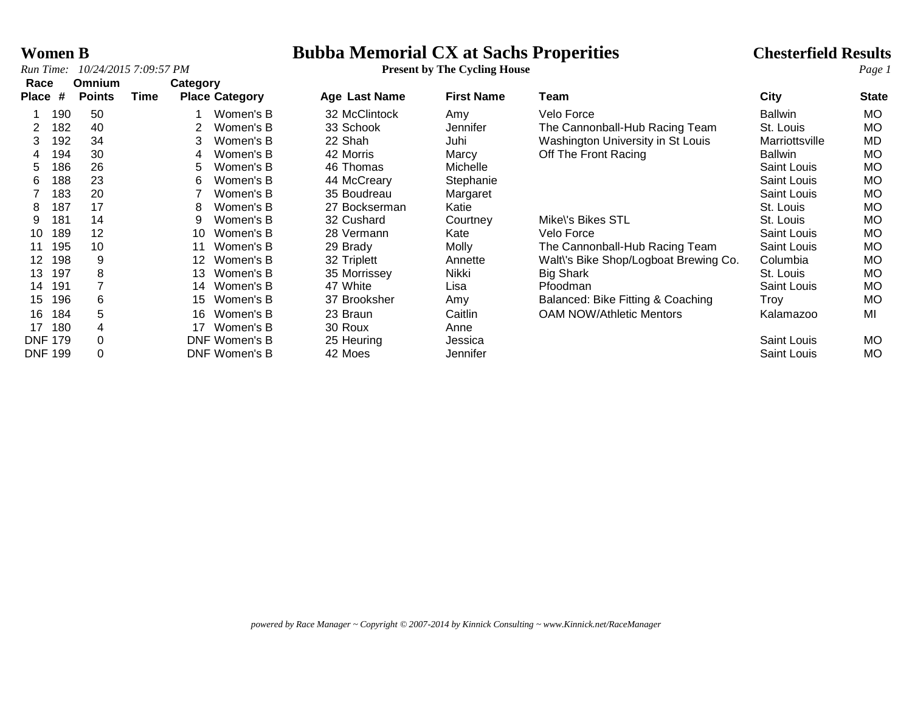**Women B**

# Bubba Memorial CX at Sachs Properities

**Chesterfield Results**

*Run Time: 10/24/2015 7:09:57 PM*

**Present by The Cycling House**

| Race Place | # | Omnium Points | Time | Category Place | Category | Age | Last Name | First Name | Team | City | State |
|---|---|---|---|---|---|---|---|---|---|---|---|
| 1 | 190 | 50 | | 1 | Women's B | 32 | McClintock | Amy | Velo Force | Ballwin | MO |
| 2 | 182 | 40 | | 2 | Women's B | 33 | Schook | Jennifer | The Cannonball-Hub Racing Team | St. Louis | MO |
| 3 | 192 | 34 | | 3 | Women's B | 22 | Shah | Juhi | Washington University in St Louis | Marriottsville | MD |
| 4 | 194 | 30 | | 4 | Women's B | 42 | Morris | Marcy | Off The Front Racing | Ballwin | MO |
| 5 | 186 | 26 | | 5 | Women's B | 46 | Thomas | Michelle | | Saint Louis | MO |
| 6 | 188 | 23 | | 6 | Women's B | 44 | McCreary | Stephanie | | Saint Louis | MO |
| 7 | 183 | 20 | | 7 | Women's B | 35 | Boudreau | Margaret | | Saint Louis | MO |
| 8 | 187 | 17 | | 8 | Women's B | 27 | Bockserman | Katie | | St. Louis | MO |
| 9 | 181 | 14 | | 9 | Women's B | 32 | Cushard | Courtney | Mike\'s Bikes STL | St. Louis | MO |
| 10 | 189 | 12 | | 10 | Women's B | 28 | Vermann | Kate | Velo Force | Saint Louis | MO |
| 11 | 195 | 10 | | 11 | Women's B | 29 | Brady | Molly | The Cannonball-Hub Racing Team | Saint Louis | MO |
| 12 | 198 | 9 | | 12 | Women's B | 32 | Triplett | Annette | Walt\'s Bike Shop/Logboat Brewing Co. | Columbia | MO |
| 13 | 197 | 8 | | 13 | Women's B | 35 | Morrissey | Nikki | Big Shark | St. Louis | MO |
| 14 | 191 | 7 | | 14 | Women's B | 47 | White | Lisa | Pfoodman | Saint Louis | MO |
| 15 | 196 | 6 | | 15 | Women's B | 37 | Brooksher | Amy | Balanced: Bike Fitting & Coaching | Troy | MO |
| 16 | 184 | 5 | | 16 | Women's B | 23 | Braun | Caitlin | OAM NOW/Athletic Mentors | Kalamazoo | MI |
| 17 | 180 | 4 | | 17 | Women's B | 30 | Roux | Anne | | | |
| DNF | 179 | 0 | | DNF | Women's B | 25 | Heuring | Jessica | | Saint Louis | MO |
| DNF | 199 | 0 | | DNF | Women's B | 42 | Moes | Jennifer | | Saint Louis | MO |

*powered by Race Manager ~ Copyright © 2007-2014 by Kinnick Consulting ~ www.Kinnick.net/RaceManager*